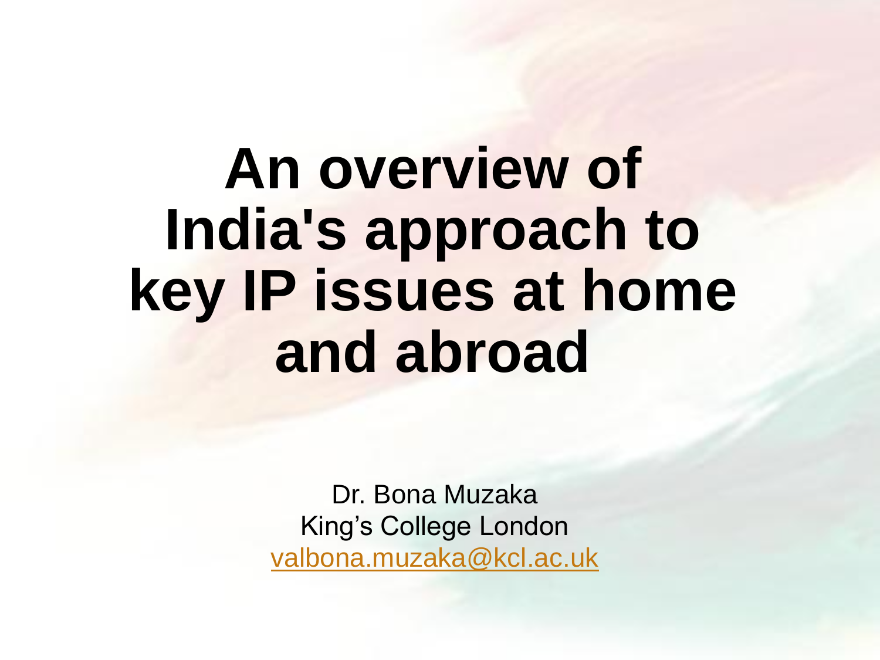# An overview of India's approach to key IP issues at home and abroad

Dr. Bona Muzaka
King's College London
valbona.muzaka@kcl.ac.uk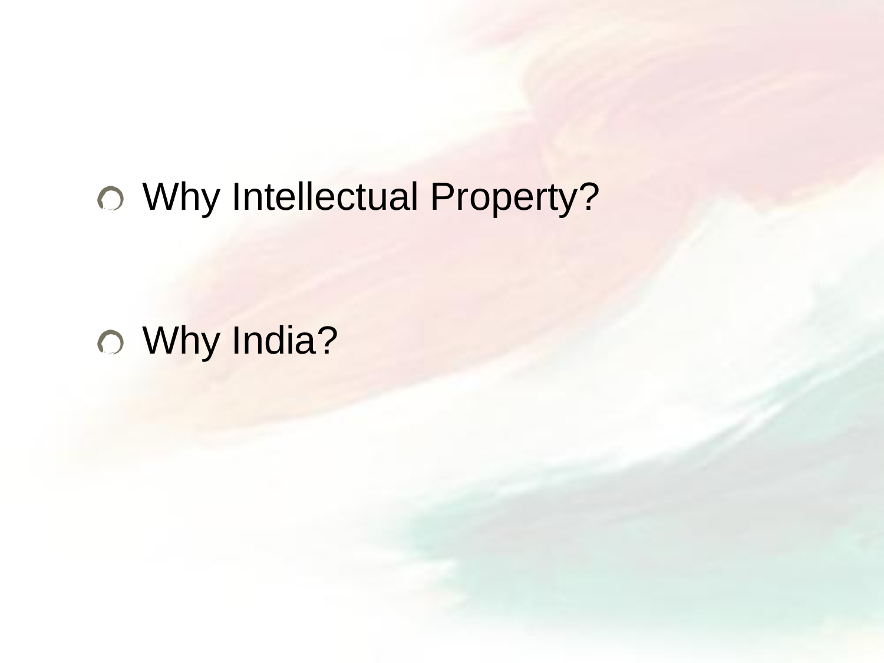- Why Intellectual Property?

- Why India?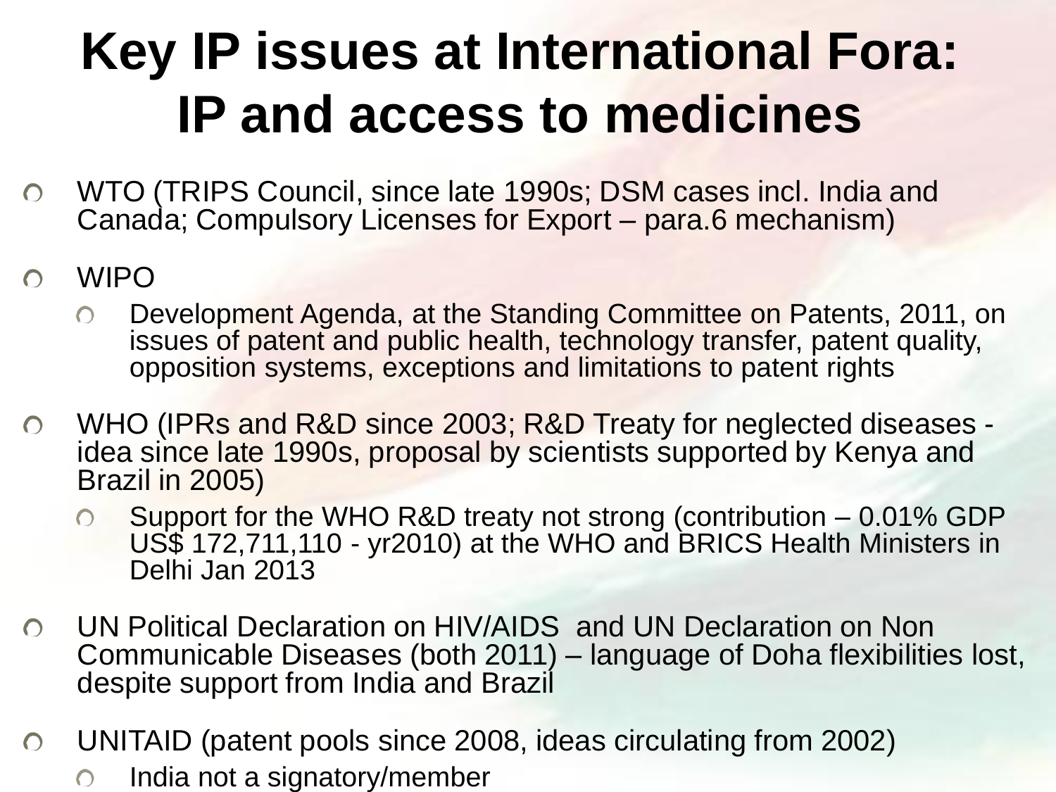# Key IP issues at International Fora: IP and access to medicines

- WTO (TRIPS Council, since late 1990s; DSM cases incl. India and Canada; Compulsory Licenses for Export – para.6 mechanism)
- WIPO
  - Development Agenda, at the Standing Committee on Patents, 2011, on issues of patent and public health, technology transfer, patent quality, opposition systems, exceptions and limitations to patent rights
- WHO (IPRs and R&D since 2003; R&D Treaty for neglected diseases - idea since late 1990s, proposal by scientists supported by Kenya and Brazil in 2005)
  - Support for the WHO R&D treaty not strong (contribution – 0.01% GDP US$ 172,711,110 - yr2010) at the WHO and BRICS Health Ministers in Delhi Jan 2013
- UN Political Declaration on HIV/AIDS and UN Declaration on Non Communicable Diseases (both 2011) – language of Doha flexibilities lost, despite support from India and Brazil
- UNITAID (patent pools since 2008, ideas circulating from 2002)
  - India not a signatory/member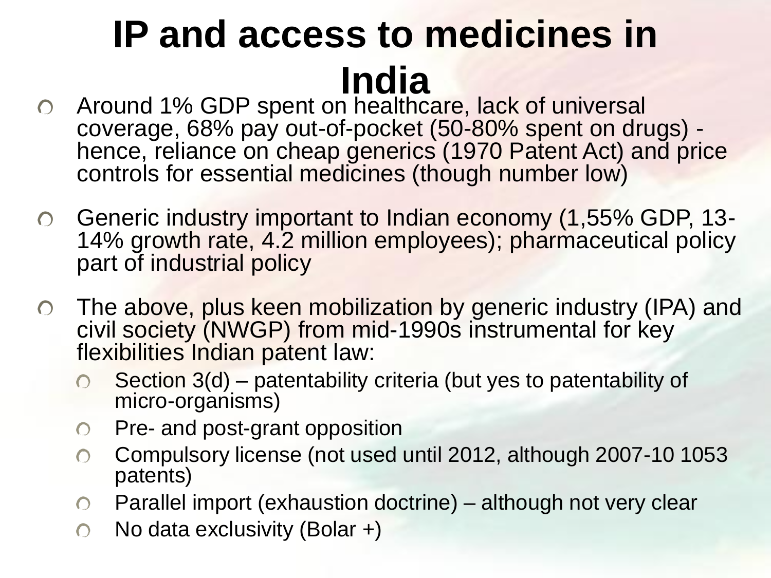# IP and access to medicines in India

- Around 1% GDP spent on healthcare, lack of universal coverage, 68% pay out-of-pocket (50-80% spent on drugs) - hence, reliance on cheap generics (1970 Patent Act) and price controls for essential medicines (though number low)
- Generic industry important to Indian economy (1,55% GDP, 13-14% growth rate, 4.2 million employees); pharmaceutical policy part of industrial policy
- The above, plus keen mobilization by generic industry (IPA) and civil society (NWGP) from mid-1990s instrumental for key flexibilities Indian patent law:
  - Section 3(d) – patentability criteria (but yes to patentability of micro-organisms)
  - Pre- and post-grant opposition
  - Compulsory license (not used until 2012, although 2007-10 1053 patents)
  - Parallel import (exhaustion doctrine) – although not very clear
  - No data exclusivity (Bolar +)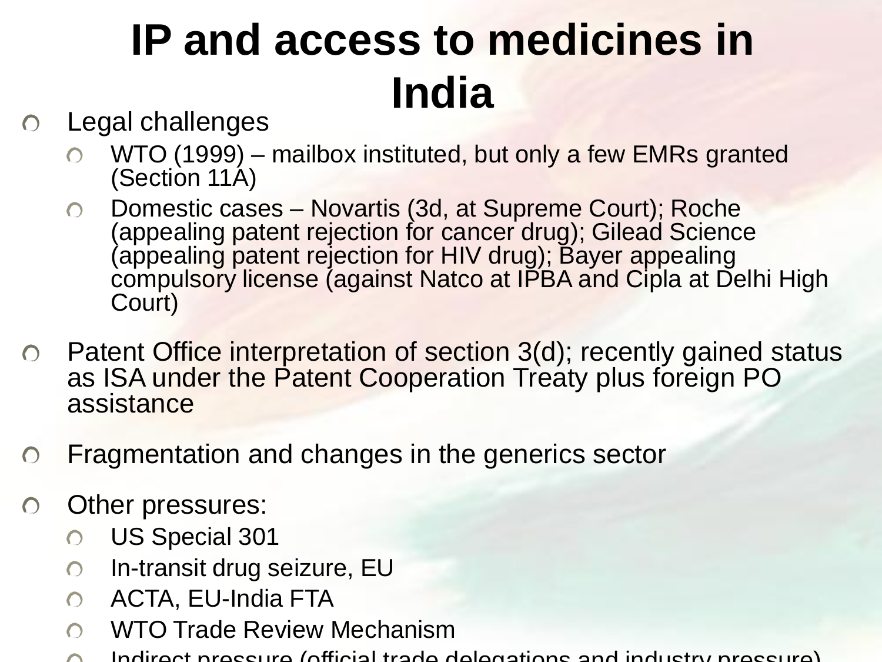# IP and access to medicines in India

- Legal challenges
  - WTO (1999) – mailbox instituted, but only a few EMRs granted (Section 11A)
  - Domestic cases – Novartis (3d, at Supreme Court); Roche (appealing patent rejection for cancer drug); Gilead Science (appealing patent rejection for HIV drug); Bayer appealing compulsory license (against Natco at IPBA and Cipla at Delhi High Court)
- Patent Office interpretation of section 3(d); recently gained status as ISA under the Patent Cooperation Treaty plus foreign PO assistance
- Fragmentation and changes in the generics sector
- Other pressures:
  - US Special 301
  - In-transit drug seizure, EU
  - ACTA, EU-India FTA
  - WTO Trade Review Mechanism
  - Indirect pressure (official trade delegations and industry pressure)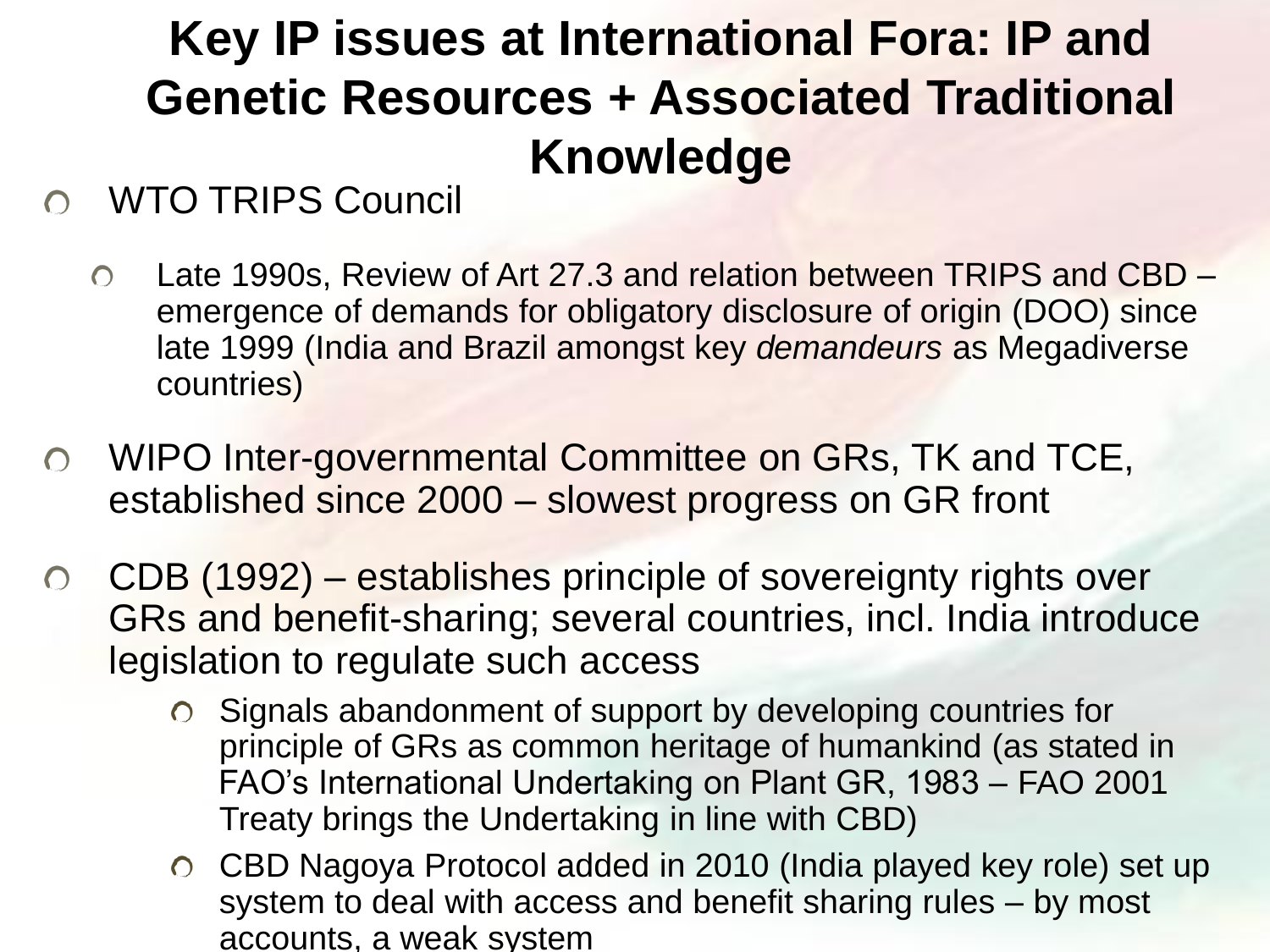# Key IP issues at International Fora: IP and Genetic Resources + Associated Traditional Knowledge

- WTO TRIPS Council
  - Late 1990s, Review of Art 27.3 and relation between TRIPS and CBD – emergence of demands for obligatory disclosure of origin (DOO) since late 1999 (India and Brazil amongst key *demandeurs* as Megadiverse countries)
- WIPO Inter-governmental Committee on GRs, TK and TCE, established since 2000 – slowest progress on GR front
- CDB (1992) – establishes principle of sovereignty rights over GRs and benefit-sharing; several countries, incl. India introduce legislation to regulate such access
  - Signals abandonment of support by developing countries for principle of GRs as common heritage of humankind (as stated in FAO's International Undertaking on Plant GR, 1983 – FAO 2001 Treaty brings the Undertaking in line with CBD)
  - CBD Nagoya Protocol added in 2010 (India played key role) set up system to deal with access and benefit sharing rules – by most accounts, a weak system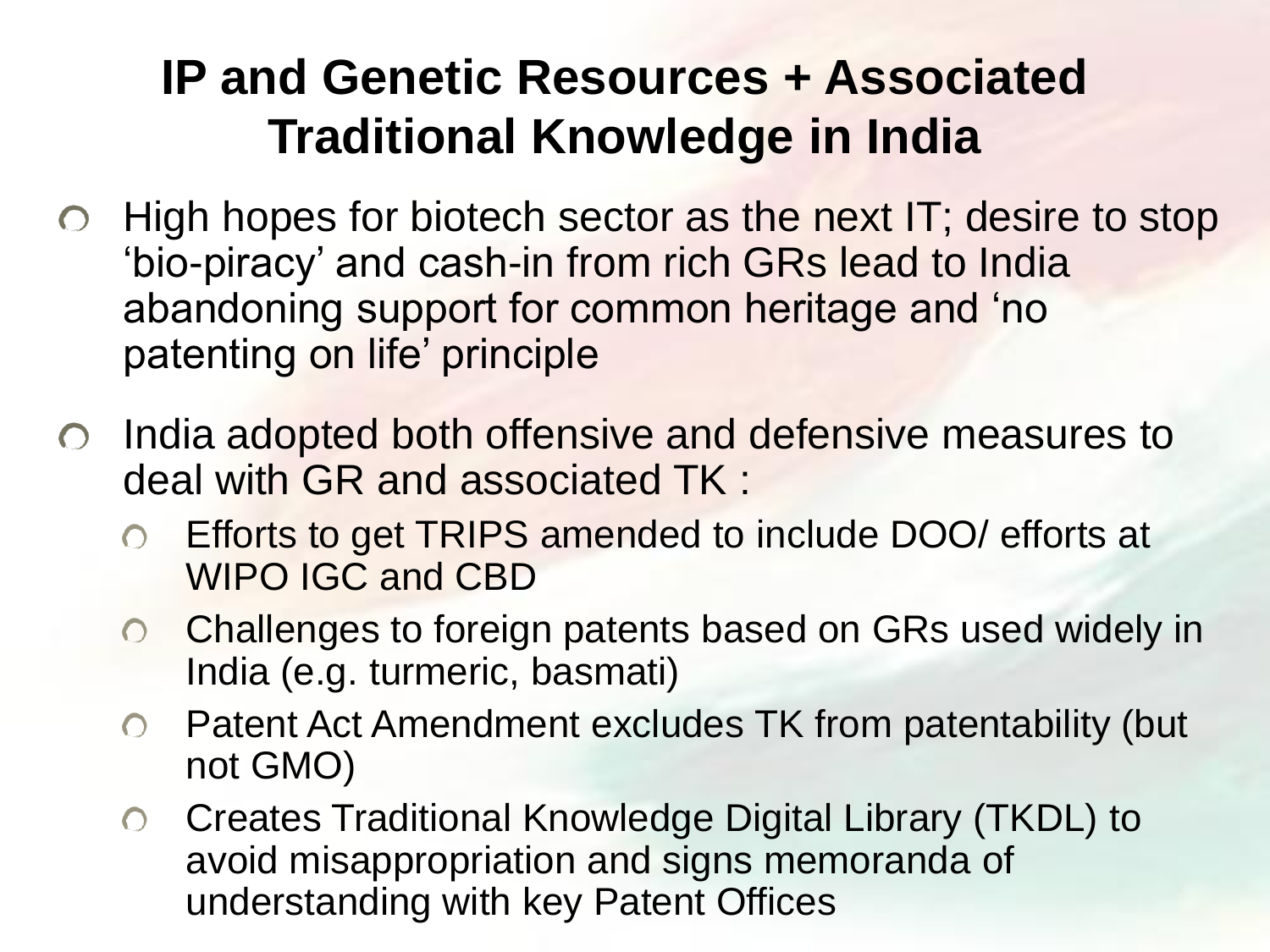# IP and Genetic Resources + Associated Traditional Knowledge in India

- High hopes for biotech sector as the next IT; desire to stop 'bio-piracy' and cash-in from rich GRs lead to India abandoning support for common heritage and 'no patenting on life' principle
- India adopted both offensive and defensive measures to deal with GR and associated TK :
  - Efforts to get TRIPS amended to include DOO/ efforts at WIPO IGC and CBD
  - Challenges to foreign patents based on GRs used widely in India (e.g. turmeric, basmati)
  - Patent Act Amendment excludes TK from patentability (but not GMO)
  - Creates Traditional Knowledge Digital Library (TKDL) to avoid misappropriation and signs memoranda of understanding with key Patent Offices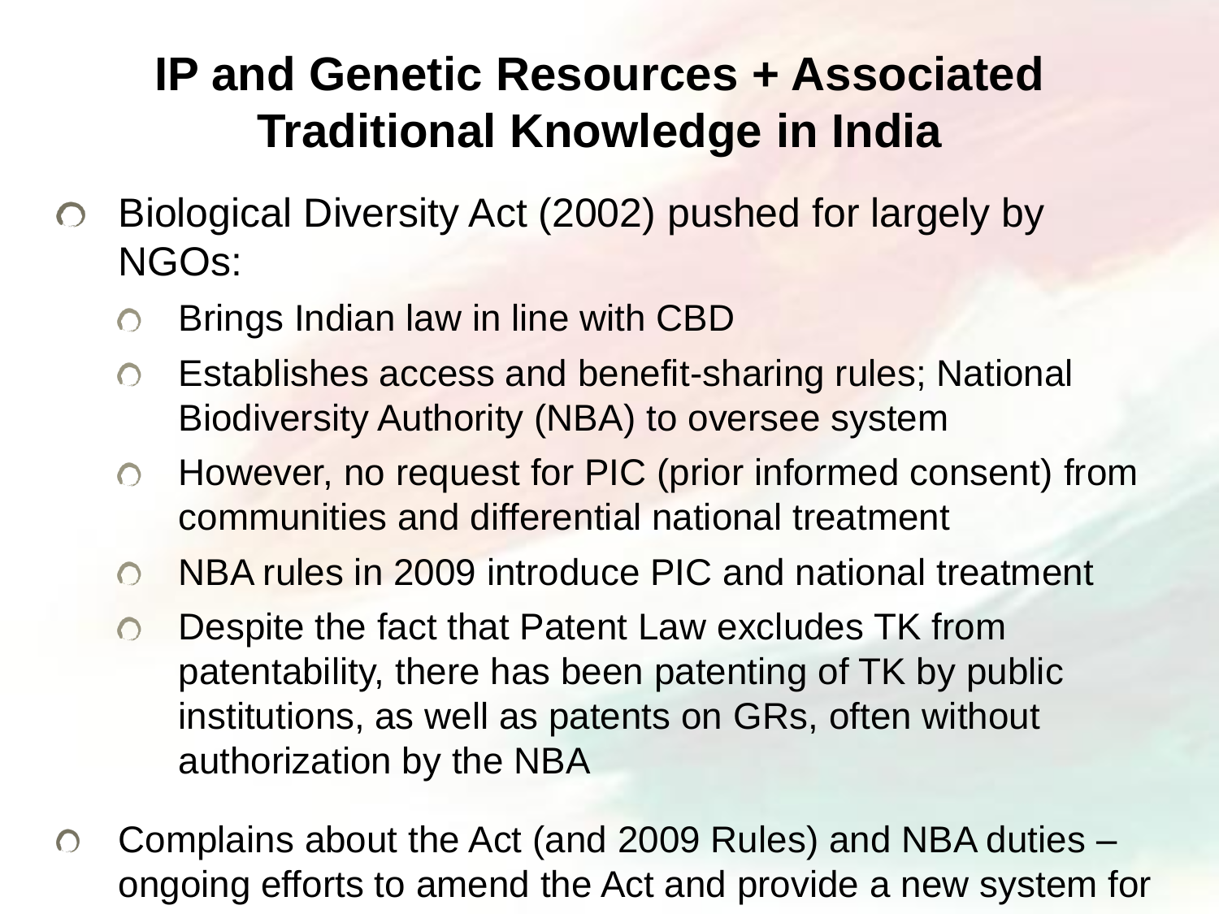# IP and Genetic Resources + Associated Traditional Knowledge in India

- Biological Diversity Act (2002) pushed for largely by NGOs:
  - Brings Indian law in line with CBD
  - Establishes access and benefit-sharing rules; National Biodiversity Authority (NBA) to oversee system
  - However, no request for PIC (prior informed consent) from communities and differential national treatment
  - NBA rules in 2009 introduce PIC and national treatment
  - Despite the fact that Patent Law excludes TK from patentability, there has been patenting of TK by public institutions, as well as patents on GRs, often without authorization by the NBA
- Complains about the Act (and 2009 Rules) and NBA duties – ongoing efforts to amend the Act and provide a new system for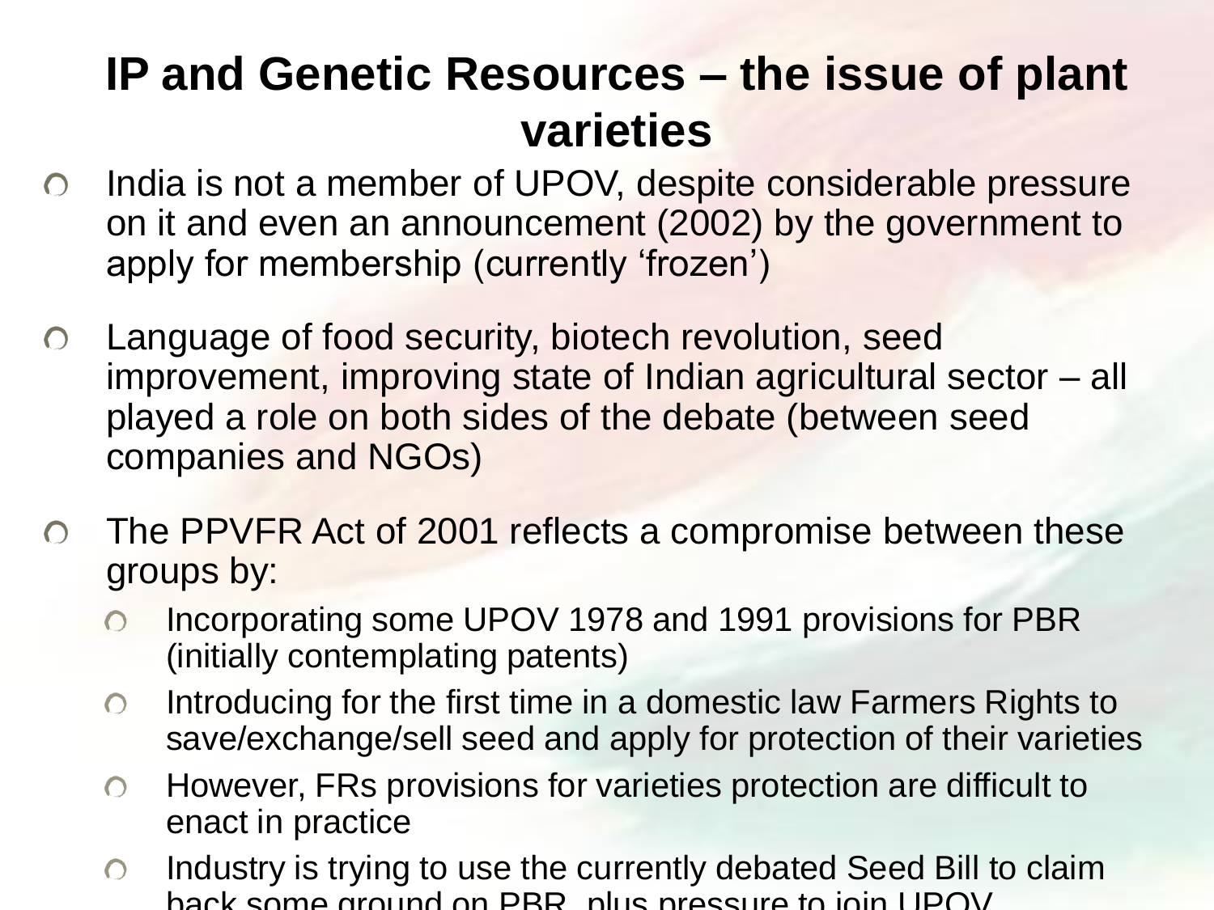# IP and Genetic Resources – the issue of plant varieties

- India is not a member of UPOV, despite considerable pressure on it and even an announcement (2002) by the government to apply for membership (currently 'frozen')
- Language of food security, biotech revolution, seed improvement, improving state of Indian agricultural sector – all played a role on both sides of the debate (between seed companies and NGOs)
- The PPVFR Act of 2001 reflects a compromise between these groups by:
  - Incorporating some UPOV 1978 and 1991 provisions for PBR (initially contemplating patents)
  - Introducing for the first time in a domestic law Farmers Rights to save/exchange/sell seed and apply for protection of their varieties
  - However, FRs provisions for varieties protection are difficult to enact in practice
  - Industry is trying to use the currently debated Seed Bill to claim back some ground on PBR, plus pressure to join UPOV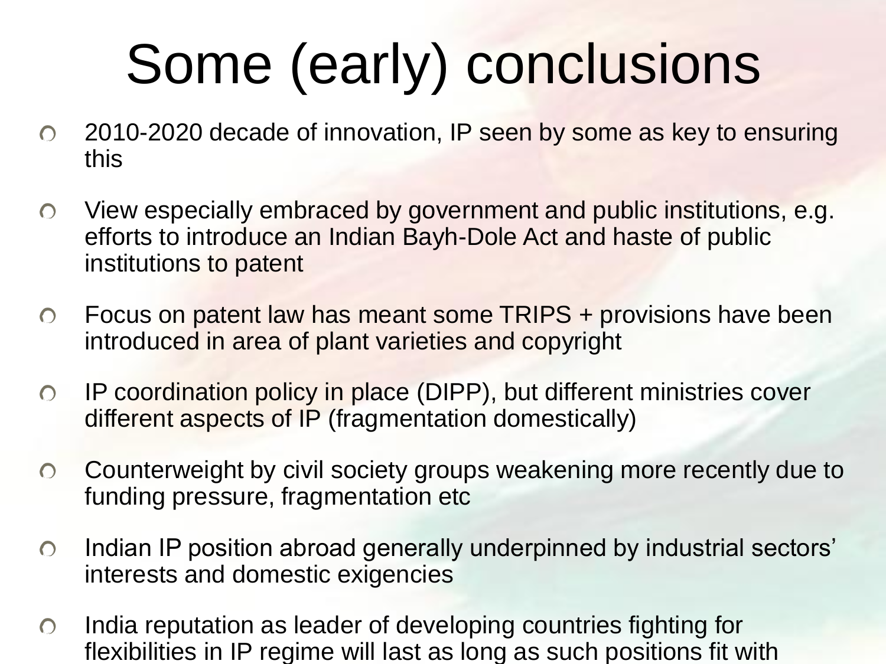# Some (early) conclusions

- 2010-2020 decade of innovation, IP seen by some as key to ensuring this
- View especially embraced by government and public institutions, e.g. efforts to introduce an Indian Bayh-Dole Act and haste of public institutions to patent
- Focus on patent law has meant some TRIPS + provisions have been introduced in area of plant varieties and copyright
- IP coordination policy in place (DIPP), but different ministries cover different aspects of IP (fragmentation domestically)
- Counterweight by civil society groups weakening more recently due to funding pressure, fragmentation etc
- Indian IP position abroad generally underpinned by industrial sectors' interests and domestic exigencies
- India reputation as leader of developing countries fighting for flexibilities in IP regime will last as long as such positions fit with